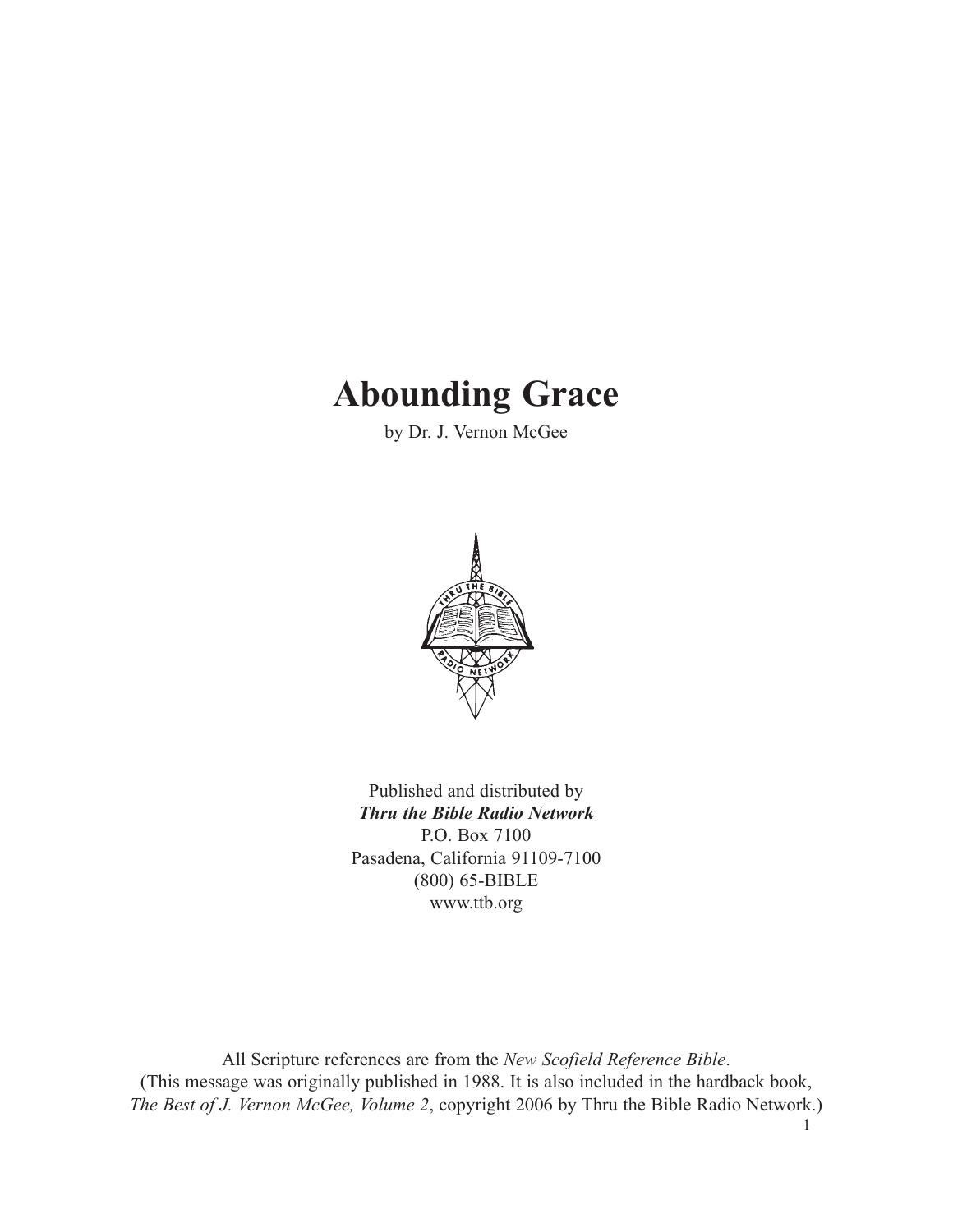# Abounding Grace

by Dr. J. Vernon McGee

Published and distributed by
***Thru the Bible Radio Network***
P.O. Box 7100
Pasadena, California 91109-7100
(800) 65-BIBLE
www.ttb.org

All Scripture references are from the *New Scofield Reference Bible*.
(This message was originally published in 1988. It is also included in the hardback book, *The Best of J. Vernon McGee, Volume 2*, copyright 2006 by Thru the Bible Radio Network.)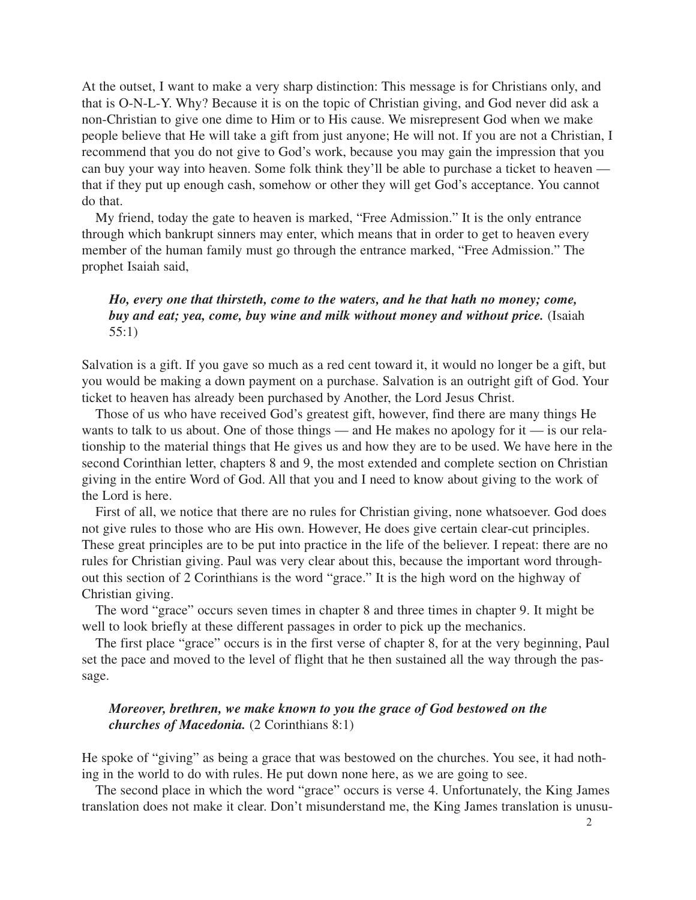At the outset, I want to make a very sharp distinction: This message is for Christians only, and that is O-N-L-Y. Why? Because it is on the topic of Christian giving, and God never did ask a non-Christian to give one dime to Him or to His cause. We misrepresent God when we make people believe that He will take a gift from just anyone; He will not. If you are not a Christian, I recommend that you do not give to God's work, because you may gain the impression that you can buy your way into heaven. Some folk think they'll be able to purchase a ticket to heaven — that if they put up enough cash, somehow or other they will get God's acceptance. You cannot do that.

My friend, today the gate to heaven is marked, "Free Admission." It is the only entrance through which bankrupt sinners may enter, which means that in order to get to heaven every member of the human family must go through the entrance marked, "Free Admission." The prophet Isaiah said,

> ***Ho, every one that thirsteth, come to the waters, and he that hath no money; come, buy and eat; yea, come, buy wine and milk without money and without price.*** (Isaiah 55:1)

Salvation is a gift. If you gave so much as a red cent toward it, it would no longer be a gift, but you would be making a down payment on a purchase. Salvation is an outright gift of God. Your ticket to heaven has already been purchased by Another, the Lord Jesus Christ.

Those of us who have received God's greatest gift, however, find there are many things He wants to talk to us about. One of those things — and He makes no apology for it — is our relationship to the material things that He gives us and how they are to be used. We have here in the second Corinthian letter, chapters 8 and 9, the most extended and complete section on Christian giving in the entire Word of God. All that you and I need to know about giving to the work of the Lord is here.

First of all, we notice that there are no rules for Christian giving, none whatsoever. God does not give rules to those who are His own. However, He does give certain clear-cut principles. These great principles are to be put into practice in the life of the believer. I repeat: there are no rules for Christian giving. Paul was very clear about this, because the important word throughout this section of 2 Corinthians is the word "grace." It is the high word on the highway of Christian giving.

The word "grace" occurs seven times in chapter 8 and three times in chapter 9. It might be well to look briefly at these different passages in order to pick up the mechanics.

The first place "grace" occurs is in the first verse of chapter 8, for at the very beginning, Paul set the pace and moved to the level of flight that he then sustained all the way through the passage.

> ***Moreover, brethren, we make known to you the grace of God bestowed on the churches of Macedonia.*** (2 Corinthians 8:1)

He spoke of "giving" as being a grace that was bestowed on the churches. You see, it had nothing in the world to do with rules. He put down none here, as we are going to see.

The second place in which the word "grace" occurs is verse 4. Unfortunately, the King James translation does not make it clear. Don't misunderstand me, the King James translation is unusu-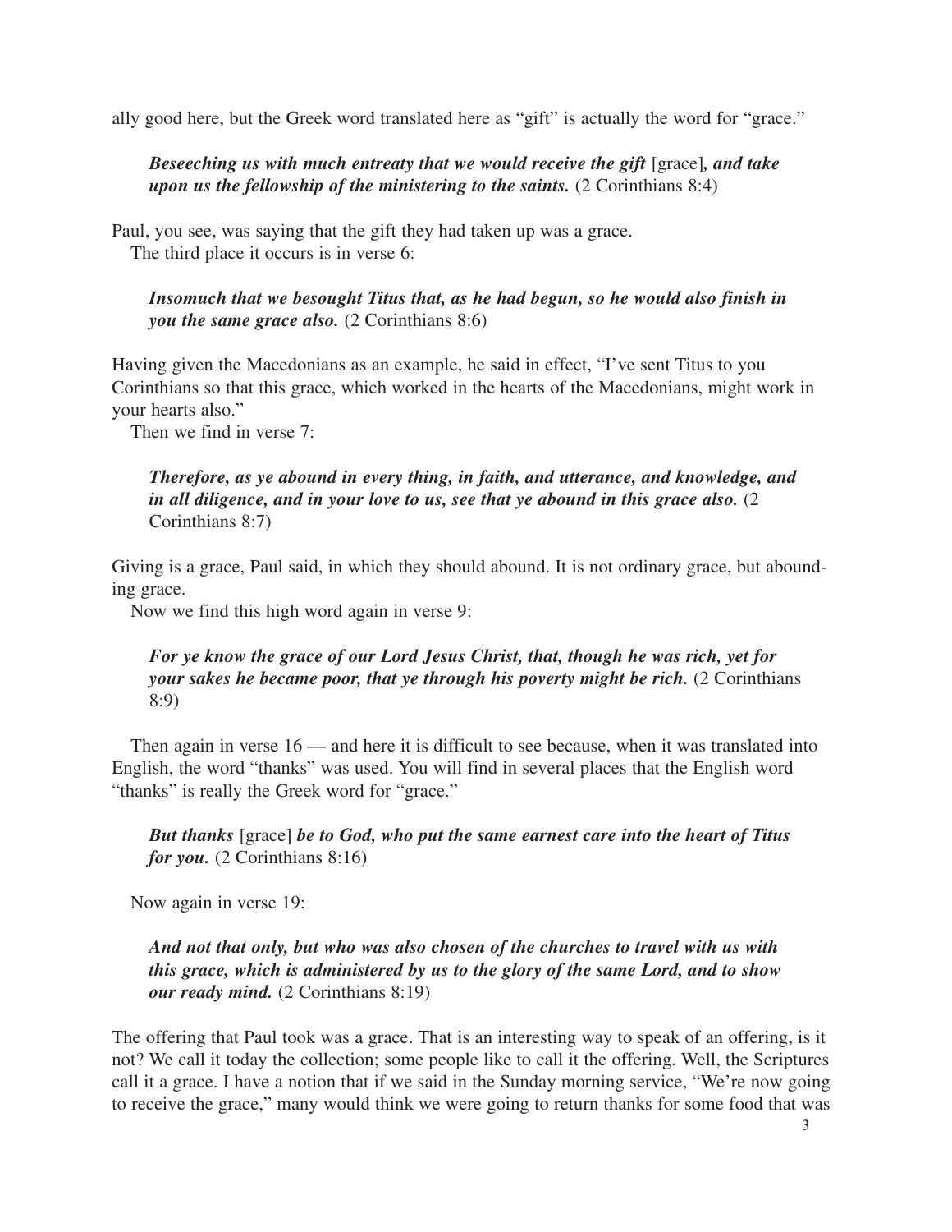ally good here, but the Greek word translated here as "gift" is actually the word for "grace."

> ***Beseeching us with much entreaty that we would receive the gift*** [grace]***, and take upon us the fellowship of the ministering to the saints.*** (2 Corinthians 8:4)

Paul, you see, was saying that the gift they had taken up was a grace.

The third place it occurs is in verse 6:

> ***Insomuch that we besought Titus that, as he had begun, so he would also finish in you the same grace also.*** (2 Corinthians 8:6)

Having given the Macedonians as an example, he said in effect, "I've sent Titus to you Corinthians so that this grace, which worked in the hearts of the Macedonians, might work in your hearts also."

Then we find in verse 7:

> ***Therefore, as ye abound in every thing, in faith, and utterance, and knowledge, and in all diligence, and in your love to us, see that ye abound in this grace also.*** (2 Corinthians 8:7)

Giving is a grace, Paul said, in which they should abound. It is not ordinary grace, but abounding grace.

Now we find this high word again in verse 9:

> ***For ye know the grace of our Lord Jesus Christ, that, though he was rich, yet for your sakes he became poor, that ye through his poverty might be rich.*** (2 Corinthians 8:9)

Then again in verse 16 — and here it is difficult to see because, when it was translated into English, the word "thanks" was used. You will find in several places that the English word "thanks" is really the Greek word for "grace."

> ***But thanks*** [grace] ***be to God, who put the same earnest care into the heart of Titus for you.*** (2 Corinthians 8:16)

Now again in verse 19:

> ***And not that only, but who was also chosen of the churches to travel with us with this grace, which is administered by us to the glory of the same Lord, and to show our ready mind.*** (2 Corinthians 8:19)

The offering that Paul took was a grace. That is an interesting way to speak of an offering, is it not? We call it today the collection; some people like to call it the offering. Well, the Scriptures call it a grace. I have a notion that if we said in the Sunday morning service, "We're now going to receive the grace," many would think we were going to return thanks for some food that was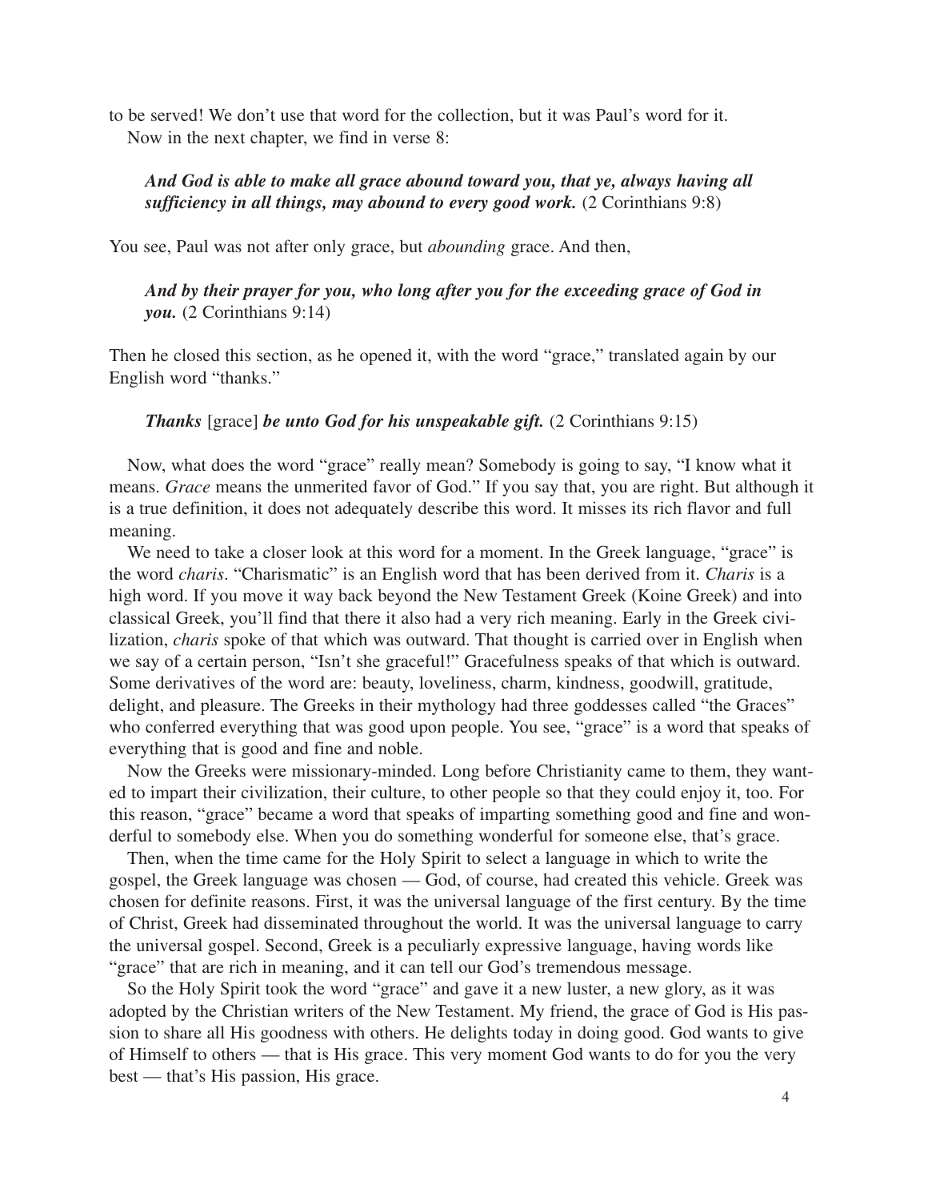to be served! We don't use that word for the collection, but it was Paul's word for it.

Now in the next chapter, we find in verse 8:

> ***And God is able to make all grace abound toward you, that ye, always having all sufficiency in all things, may abound to every good work.*** (2 Corinthians 9:8)

You see, Paul was not after only grace, but *abounding* grace. And then,

> ***And by their prayer for you, who long after you for the exceeding grace of God in you.*** (2 Corinthians 9:14)

Then he closed this section, as he opened it, with the word "grace," translated again by our English word "thanks."

> ***Thanks*** [grace] ***be unto God for his unspeakable gift.*** (2 Corinthians 9:15)

Now, what does the word "grace" really mean? Somebody is going to say, "I know what it means. *Grace* means the unmerited favor of God." If you say that, you are right. But although it is a true definition, it does not adequately describe this word. It misses its rich flavor and full meaning.

We need to take a closer look at this word for a moment. In the Greek language, "grace" is the word *charis*. "Charismatic" is an English word that has been derived from it. *Charis* is a high word. If you move it way back beyond the New Testament Greek (Koine Greek) and into classical Greek, you'll find that there it also had a very rich meaning. Early in the Greek civilization, *charis* spoke of that which was outward. That thought is carried over in English when we say of a certain person, "Isn't she graceful!" Gracefulness speaks of that which is outward. Some derivatives of the word are: beauty, loveliness, charm, kindness, goodwill, gratitude, delight, and pleasure. The Greeks in their mythology had three goddesses called "the Graces" who conferred everything that was good upon people. You see, "grace" is a word that speaks of everything that is good and fine and noble.

Now the Greeks were missionary-minded. Long before Christianity came to them, they wanted to impart their civilization, their culture, to other people so that they could enjoy it, too. For this reason, "grace" became a word that speaks of imparting something good and fine and wonderful to somebody else. When you do something wonderful for someone else, that's grace.

Then, when the time came for the Holy Spirit to select a language in which to write the gospel, the Greek language was chosen — God, of course, had created this vehicle. Greek was chosen for definite reasons. First, it was the universal language of the first century. By the time of Christ, Greek had disseminated throughout the world. It was the universal language to carry the universal gospel. Second, Greek is a peculiarly expressive language, having words like "grace" that are rich in meaning, and it can tell our God's tremendous message.

So the Holy Spirit took the word "grace" and gave it a new luster, a new glory, as it was adopted by the Christian writers of the New Testament. My friend, the grace of God is His passion to share all His goodness with others. He delights today in doing good. God wants to give of Himself to others — that is His grace. This very moment God wants to do for you the very best — that's His passion, His grace.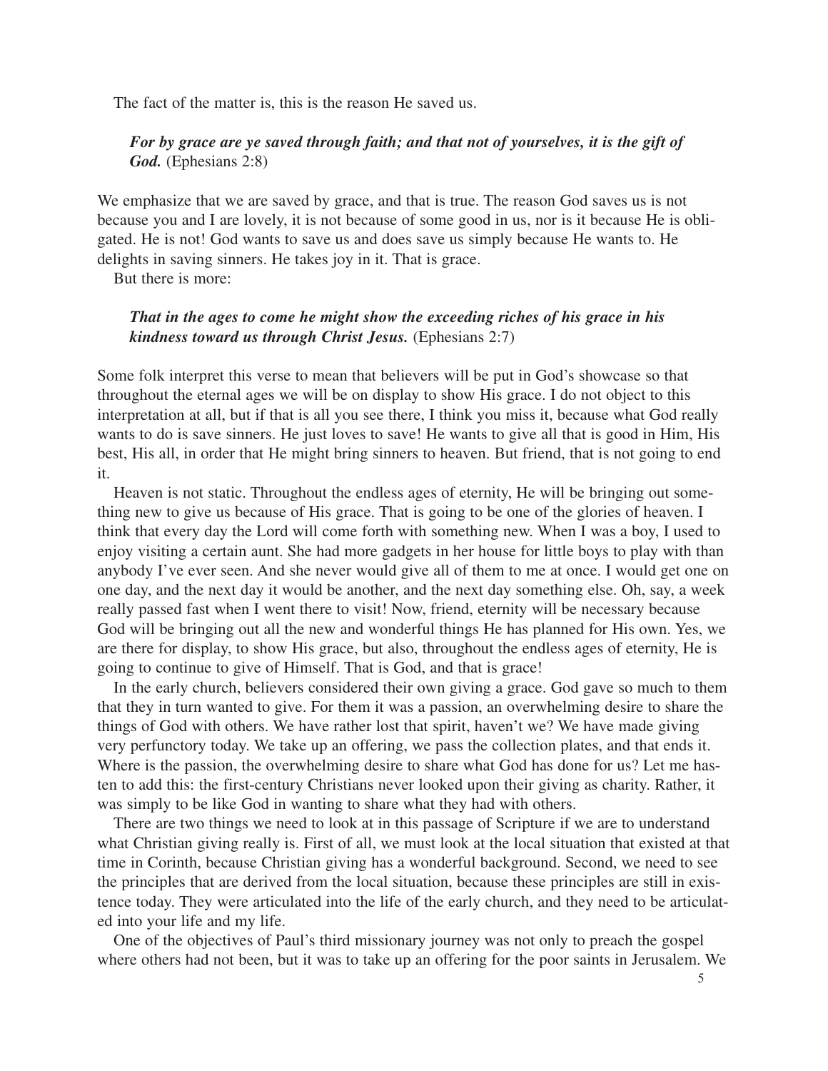The fact of the matter is, this is the reason He saved us.

> ***For by grace are ye saved through faith; and that not of yourselves, it is the gift of God.*** (Ephesians 2:8)

We emphasize that we are saved by grace, and that is true. The reason God saves us is not because you and I are lovely, it is not because of some good in us, nor is it because He is obligated. He is not! God wants to save us and does save us simply because He wants to. He delights in saving sinners. He takes joy in it. That is grace.

But there is more:

> ***That in the ages to come he might show the exceeding riches of his grace in his kindness toward us through Christ Jesus.*** (Ephesians 2:7)

Some folk interpret this verse to mean that believers will be put in God's showcase so that throughout the eternal ages we will be on display to show His grace. I do not object to this interpretation at all, but if that is all you see there, I think you miss it, because what God really wants to do is save sinners. He just loves to save! He wants to give all that is good in Him, His best, His all, in order that He might bring sinners to heaven. But friend, that is not going to end it.

Heaven is not static. Throughout the endless ages of eternity, He will be bringing out something new to give us because of His grace. That is going to be one of the glories of heaven. I think that every day the Lord will come forth with something new. When I was a boy, I used to enjoy visiting a certain aunt. She had more gadgets in her house for little boys to play with than anybody I've ever seen. And she never would give all of them to me at once. I would get one on one day, and the next day it would be another, and the next day something else. Oh, say, a week really passed fast when I went there to visit! Now, friend, eternity will be necessary because God will be bringing out all the new and wonderful things He has planned for His own. Yes, we are there for display, to show His grace, but also, throughout the endless ages of eternity, He is going to continue to give of Himself. That is God, and that is grace!

In the early church, believers considered their own giving a grace. God gave so much to them that they in turn wanted to give. For them it was a passion, an overwhelming desire to share the things of God with others. We have rather lost that spirit, haven't we? We have made giving very perfunctory today. We take up an offering, we pass the collection plates, and that ends it. Where is the passion, the overwhelming desire to share what God has done for us? Let me hasten to add this: the first-century Christians never looked upon their giving as charity. Rather, it was simply to be like God in wanting to share what they had with others.

There are two things we need to look at in this passage of Scripture if we are to understand what Christian giving really is. First of all, we must look at the local situation that existed at that time in Corinth, because Christian giving has a wonderful background. Second, we need to see the principles that are derived from the local situation, because these principles are still in existence today. They were articulated into the life of the early church, and they need to be articulated into your life and my life.

One of the objectives of Paul's third missionary journey was not only to preach the gospel where others had not been, but it was to take up an offering for the poor saints in Jerusalem. We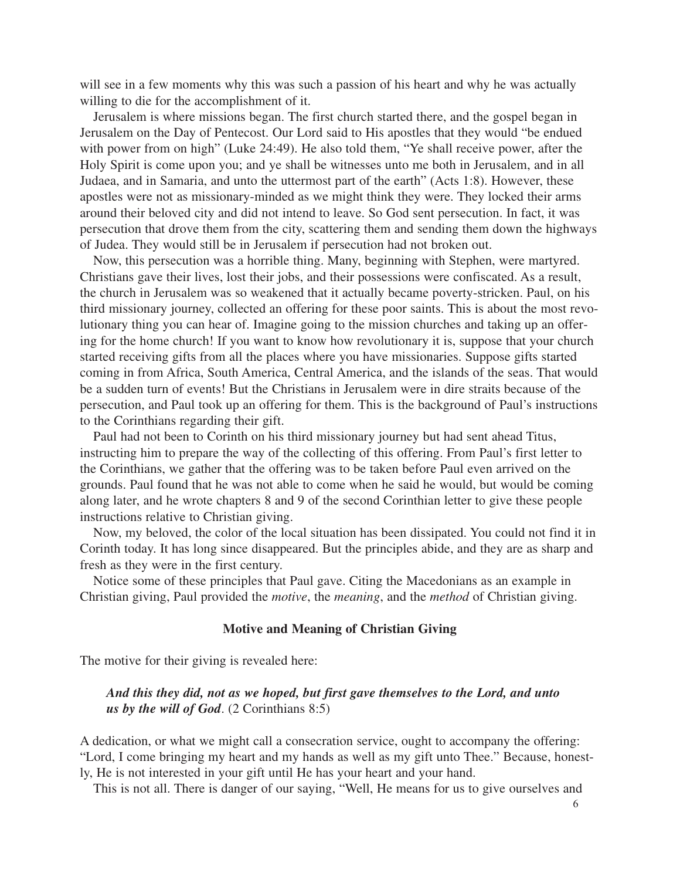will see in a few moments why this was such a passion of his heart and why he was actually willing to die for the accomplishment of it.

Jerusalem is where missions began. The first church started there, and the gospel began in Jerusalem on the Day of Pentecost. Our Lord said to His apostles that they would "be endued with power from on high" (Luke 24:49). He also told them, "Ye shall receive power, after the Holy Spirit is come upon you; and ye shall be witnesses unto me both in Jerusalem, and in all Judaea, and in Samaria, and unto the uttermost part of the earth" (Acts 1:8). However, these apostles were not as missionary-minded as we might think they were. They locked their arms around their beloved city and did not intend to leave. So God sent persecution. In fact, it was persecution that drove them from the city, scattering them and sending them down the highways of Judea. They would still be in Jerusalem if persecution had not broken out.

Now, this persecution was a horrible thing. Many, beginning with Stephen, were martyred. Christians gave their lives, lost their jobs, and their possessions were confiscated. As a result, the church in Jerusalem was so weakened that it actually became poverty-stricken. Paul, on his third missionary journey, collected an offering for these poor saints. This is about the most revolutionary thing you can hear of. Imagine going to the mission churches and taking up an offering for the home church! If you want to know how revolutionary it is, suppose that your church started receiving gifts from all the places where you have missionaries. Suppose gifts started coming in from Africa, South America, Central America, and the islands of the seas. That would be a sudden turn of events! But the Christians in Jerusalem were in dire straits because of the persecution, and Paul took up an offering for them. This is the background of Paul's instructions to the Corinthians regarding their gift.

Paul had not been to Corinth on his third missionary journey but had sent ahead Titus, instructing him to prepare the way of the collecting of this offering. From Paul's first letter to the Corinthians, we gather that the offering was to be taken before Paul even arrived on the grounds. Paul found that he was not able to come when he said he would, but would be coming along later, and he wrote chapters 8 and 9 of the second Corinthian letter to give these people instructions relative to Christian giving.

Now, my beloved, the color of the local situation has been dissipated. You could not find it in Corinth today. It has long since disappeared. But the principles abide, and they are as sharp and fresh as they were in the first century.

Notice some of these principles that Paul gave. Citing the Macedonians as an example in Christian giving, Paul provided the *motive*, the *meaning*, and the *method* of Christian giving.

### Motive and Meaning of Christian Giving

The motive for their giving is revealed here:

> ***And this they did, not as we hoped, but first gave themselves to the Lord, and unto us by the will of God***. (2 Corinthians 8:5)

A dedication, or what we might call a consecration service, ought to accompany the offering: "Lord, I come bringing my heart and my hands as well as my gift unto Thee." Because, honestly, He is not interested in your gift until He has your heart and your hand.

This is not all. There is danger of our saying, "Well, He means for us to give ourselves and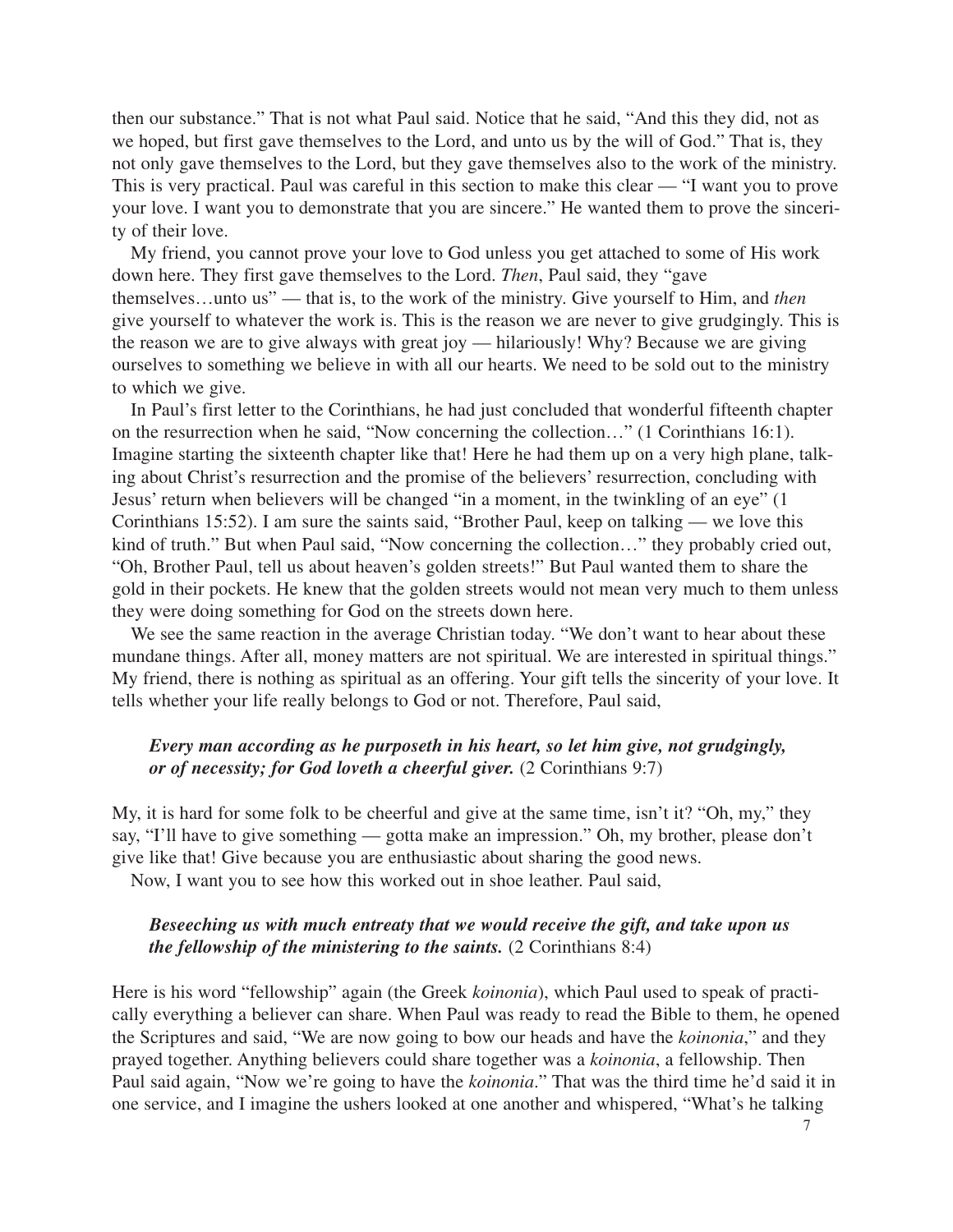then our substance." That is not what Paul said. Notice that he said, "And this they did, not as we hoped, but first gave themselves to the Lord, and unto us by the will of God." That is, they not only gave themselves to the Lord, but they gave themselves also to the work of the ministry. This is very practical. Paul was careful in this section to make this clear — "I want you to prove your love. I want you to demonstrate that you are sincere." He wanted them to prove the sincerity of their love.

My friend, you cannot prove your love to God unless you get attached to some of His work down here. They first gave themselves to the Lord. *Then*, Paul said, they "gave themselves…unto us" — that is, to the work of the ministry. Give yourself to Him, and *then* give yourself to whatever the work is. This is the reason we are never to give grudgingly. This is the reason we are to give always with great joy — hilariously! Why? Because we are giving ourselves to something we believe in with all our hearts. We need to be sold out to the ministry to which we give.

In Paul's first letter to the Corinthians, he had just concluded that wonderful fifteenth chapter on the resurrection when he said, "Now concerning the collection…" (1 Corinthians 16:1). Imagine starting the sixteenth chapter like that! Here he had them up on a very high plane, talking about Christ's resurrection and the promise of the believers' resurrection, concluding with Jesus' return when believers will be changed "in a moment, in the twinkling of an eye" (1 Corinthians 15:52). I am sure the saints said, "Brother Paul, keep on talking — we love this kind of truth." But when Paul said, "Now concerning the collection…" they probably cried out, "Oh, Brother Paul, tell us about heaven's golden streets!" But Paul wanted them to share the gold in their pockets. He knew that the golden streets would not mean very much to them unless they were doing something for God on the streets down here.

We see the same reaction in the average Christian today. "We don't want to hear about these mundane things. After all, money matters are not spiritual. We are interested in spiritual things." My friend, there is nothing as spiritual as an offering. Your gift tells the sincerity of your love. It tells whether your life really belongs to God or not. Therefore, Paul said,

> ***Every man according as he purposeth in his heart, so let him give, not grudgingly, or of necessity; for God loveth a cheerful giver.*** (2 Corinthians 9:7)

My, it is hard for some folk to be cheerful and give at the same time, isn't it? "Oh, my," they say, "I'll have to give something — gotta make an impression." Oh, my brother, please don't give like that! Give because you are enthusiastic about sharing the good news.

Now, I want you to see how this worked out in shoe leather. Paul said,

> ***Beseeching us with much entreaty that we would receive the gift, and take upon us the fellowship of the ministering to the saints.*** (2 Corinthians 8:4)

Here is his word "fellowship" again (the Greek *koinonia*), which Paul used to speak of practically everything a believer can share. When Paul was ready to read the Bible to them, he opened the Scriptures and said, "We are now going to bow our heads and have the *koinonia*," and they prayed together. Anything believers could share together was a *koinonia*, a fellowship. Then Paul said again, "Now we're going to have the *koinonia*." That was the third time he'd said it in one service, and I imagine the ushers looked at one another and whispered, "What's he talking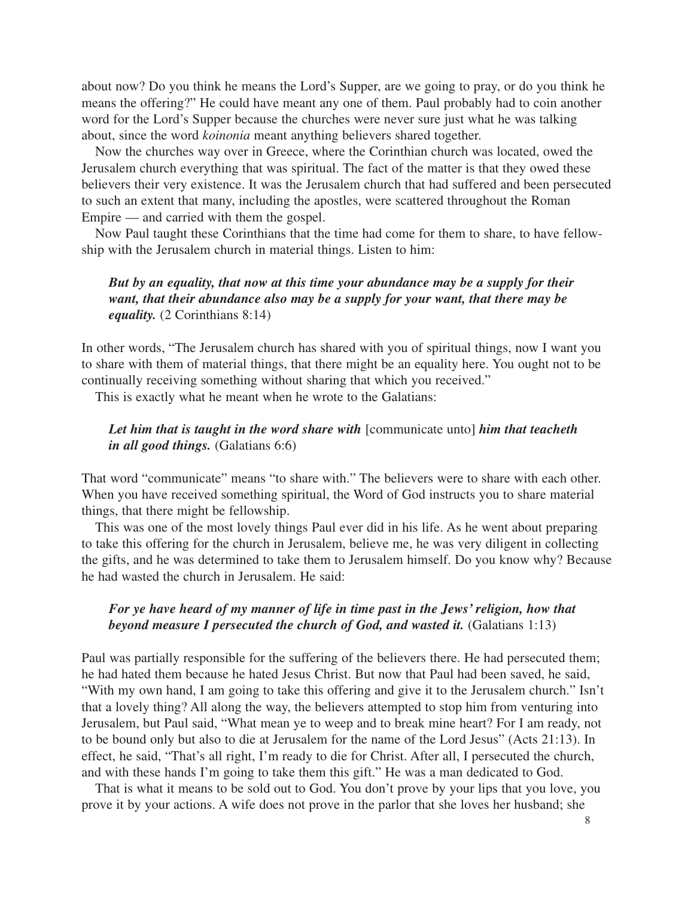about now? Do you think he means the Lord's Supper, are we going to pray, or do you think he means the offering?" He could have meant any one of them. Paul probably had to coin another word for the Lord's Supper because the churches were never sure just what he was talking about, since the word *koinonia* meant anything believers shared together.

Now the churches way over in Greece, where the Corinthian church was located, owed the Jerusalem church everything that was spiritual. The fact of the matter is that they owed these believers their very existence. It was the Jerusalem church that had suffered and been persecuted to such an extent that many, including the apostles, were scattered throughout the Roman Empire — and carried with them the gospel.

Now Paul taught these Corinthians that the time had come for them to share, to have fellowship with the Jerusalem church in material things. Listen to him:

> ***But by an equality, that now at this time your abundance may be a supply for their want, that their abundance also may be a supply for your want, that there may be equality.*** (2 Corinthians 8:14)

In other words, "The Jerusalem church has shared with you of spiritual things, now I want you to share with them of material things, that there might be an equality here. You ought not to be continually receiving something without sharing that which you received."

This is exactly what he meant when he wrote to the Galatians:

> ***Let him that is taught in the word share with*** [communicate unto] ***him that teacheth in all good things.*** (Galatians 6:6)

That word "communicate" means "to share with." The believers were to share with each other. When you have received something spiritual, the Word of God instructs you to share material things, that there might be fellowship.

This was one of the most lovely things Paul ever did in his life. As he went about preparing to take this offering for the church in Jerusalem, believe me, he was very diligent in collecting the gifts, and he was determined to take them to Jerusalem himself. Do you know why? Because he had wasted the church in Jerusalem. He said:

> ***For ye have heard of my manner of life in time past in the Jews' religion, how that beyond measure I persecuted the church of God, and wasted it.*** (Galatians 1:13)

Paul was partially responsible for the suffering of the believers there. He had persecuted them; he had hated them because he hated Jesus Christ. But now that Paul had been saved, he said, "With my own hand, I am going to take this offering and give it to the Jerusalem church." Isn't that a lovely thing? All along the way, the believers attempted to stop him from venturing into Jerusalem, but Paul said, "What mean ye to weep and to break mine heart? For I am ready, not to be bound only but also to die at Jerusalem for the name of the Lord Jesus" (Acts 21:13). In effect, he said, "That's all right, I'm ready to die for Christ. After all, I persecuted the church, and with these hands I'm going to take them this gift." He was a man dedicated to God.

That is what it means to be sold out to God. You don't prove by your lips that you love, you prove it by your actions. A wife does not prove in the parlor that she loves her husband; she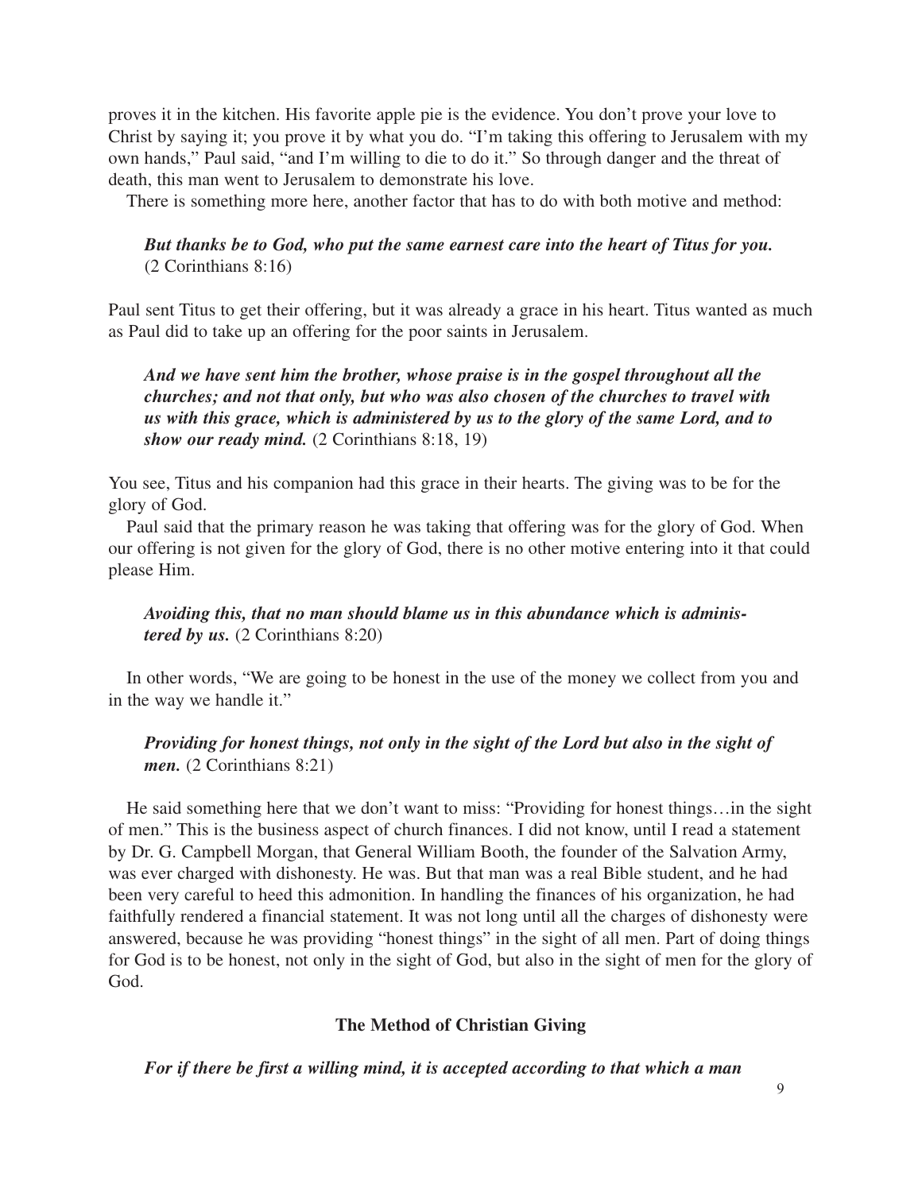proves it in the kitchen. His favorite apple pie is the evidence. You don't prove your love to Christ by saying it; you prove it by what you do. "I'm taking this offering to Jerusalem with my own hands," Paul said, "and I'm willing to die to do it." So through danger and the threat of death, this man went to Jerusalem to demonstrate his love.

There is something more here, another factor that has to do with both motive and method:

> ***But thanks be to God, who put the same earnest care into the heart of Titus for you.*** (2 Corinthians 8:16)

Paul sent Titus to get their offering, but it was already a grace in his heart. Titus wanted as much as Paul did to take up an offering for the poor saints in Jerusalem.

> ***And we have sent him the brother, whose praise is in the gospel throughout all the churches; and not that only, but who was also chosen of the churches to travel with us with this grace, which is administered by us to the glory of the same Lord, and to show our ready mind.*** (2 Corinthians 8:18, 19)

You see, Titus and his companion had this grace in their hearts. The giving was to be for the glory of God.

Paul said that the primary reason he was taking that offering was for the glory of God. When our offering is not given for the glory of God, there is no other motive entering into it that could please Him.

> ***Avoiding this, that no man should blame us in this abundance which is administered by us.*** (2 Corinthians 8:20)

In other words, "We are going to be honest in the use of the money we collect from you and in the way we handle it."

> ***Providing for honest things, not only in the sight of the Lord but also in the sight of men.*** (2 Corinthians 8:21)

He said something here that we don't want to miss: "Providing for honest things…in the sight of men." This is the business aspect of church finances. I did not know, until I read a statement by Dr. G. Campbell Morgan, that General William Booth, the founder of the Salvation Army, was ever charged with dishonesty. He was. But that man was a real Bible student, and he had been very careful to heed this admonition. In handling the finances of his organization, he had faithfully rendered a financial statement. It was not long until all the charges of dishonesty were answered, because he was providing "honest things" in the sight of all men. Part of doing things for God is to be honest, not only in the sight of God, but also in the sight of men for the glory of God.

### The Method of Christian Giving

> ***For if there be first a willing mind, it is accepted according to that which a man***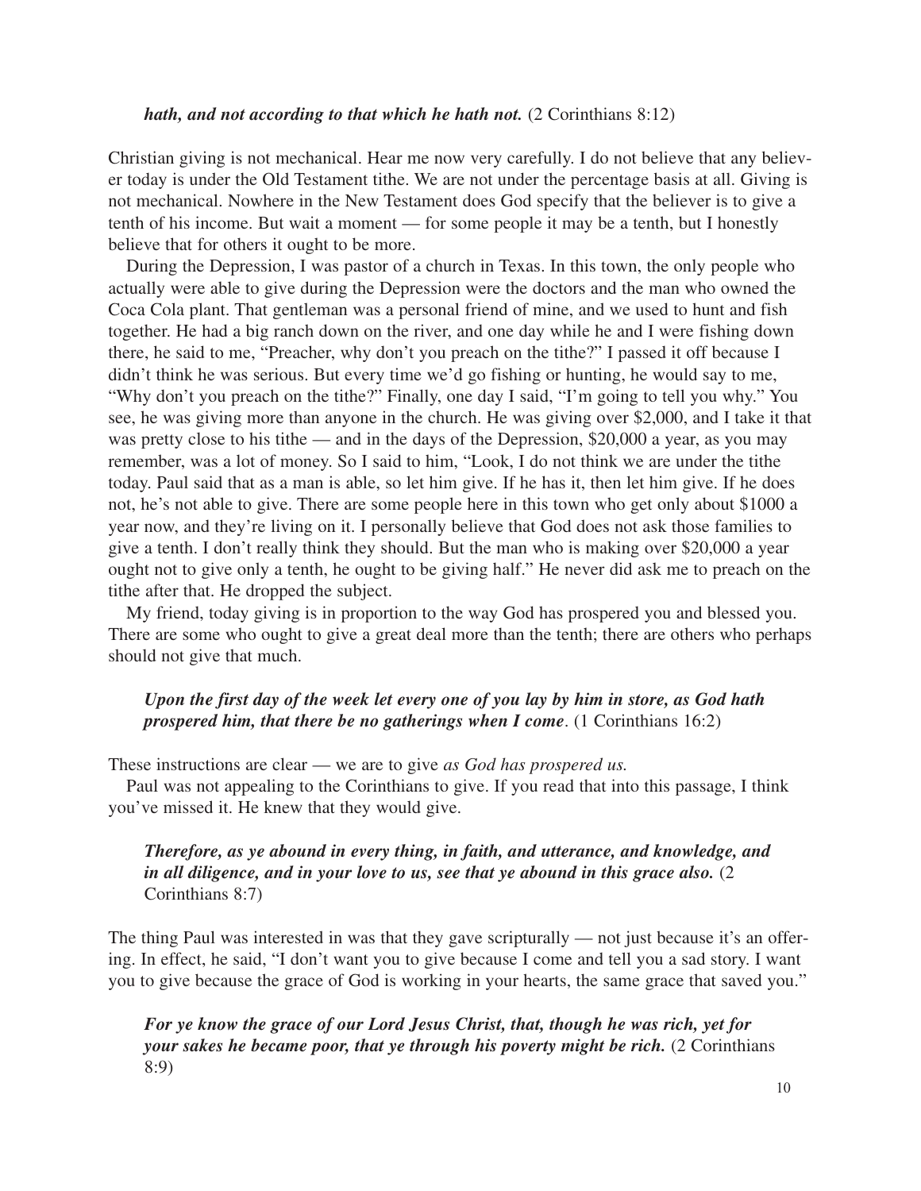*hath, and not according to that which he hath not.* (2 Corinthians 8:12)

Christian giving is not mechanical. Hear me now very carefully. I do not believe that any believer today is under the Old Testament tithe. We are not under the percentage basis at all. Giving is not mechanical. Nowhere in the New Testament does God specify that the believer is to give a tenth of his income. But wait a moment — for some people it may be a tenth, but I honestly believe that for others it ought to be more.

During the Depression, I was pastor of a church in Texas. In this town, the only people who actually were able to give during the Depression were the doctors and the man who owned the Coca Cola plant. That gentleman was a personal friend of mine, and we used to hunt and fish together. He had a big ranch down on the river, and one day while he and I were fishing down there, he said to me, "Preacher, why don't you preach on the tithe?" I passed it off because I didn't think he was serious. But every time we'd go fishing or hunting, he would say to me, "Why don't you preach on the tithe?" Finally, one day I said, "I'm going to tell you why." You see, he was giving more than anyone in the church. He was giving over $2,000, and I take it that was pretty close to his tithe — and in the days of the Depression, $20,000 a year, as you may remember, was a lot of money. So I said to him, "Look, I do not think we are under the tithe today. Paul said that as a man is able, so let him give. If he has it, then let him give. If he does not, he's not able to give. There are some people here in this town who get only about $1000 a year now, and they're living on it. I personally believe that God does not ask those families to give a tenth. I don't really think they should. But the man who is making over $20,000 a year ought not to give only a tenth, he ought to be giving half." He never did ask me to preach on the tithe after that. He dropped the subject.

My friend, today giving is in proportion to the way God has prospered you and blessed you. There are some who ought to give a great deal more than the tenth; there are others who perhaps should not give that much.

> ***Upon the first day of the week let every one of you lay by him in store, as God hath prospered him, that there be no gatherings when I come*.** (1 Corinthians 16:2)

These instructions are clear — we are to give *as God has prospered us.*

Paul was not appealing to the Corinthians to give. If you read that into this passage, I think you've missed it. He knew that they would give.

> ***Therefore, as ye abound in every thing, in faith, and utterance, and knowledge, and in all diligence, and in your love to us, see that ye abound in this grace also.*** (2 Corinthians 8:7)

The thing Paul was interested in was that they gave scripturally — not just because it's an offering. In effect, he said, "I don't want you to give because I come and tell you a sad story. I want you to give because the grace of God is working in your hearts, the same grace that saved you."

> ***For ye know the grace of our Lord Jesus Christ, that, though he was rich, yet for your sakes he became poor, that ye through his poverty might be rich.*** (2 Corinthians 8:9)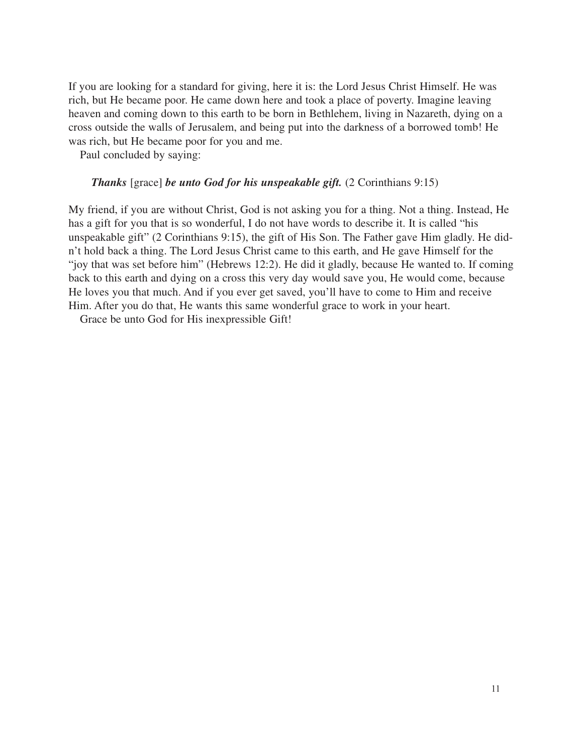If you are looking for a standard for giving, here it is: the Lord Jesus Christ Himself. He was rich, but He became poor. He came down here and took a place of poverty. Imagine leaving heaven and coming down to this earth to be born in Bethlehem, living in Nazareth, dying on a cross outside the walls of Jerusalem, and being put into the darkness of a borrowed tomb! He was rich, but He became poor for you and me.

Paul concluded by saying:

> ***Thanks*** [grace] ***be unto God for his unspeakable gift.*** (2 Corinthians 9:15)

My friend, if you are without Christ, God is not asking you for a thing. Not a thing. Instead, He has a gift for you that is so wonderful, I do not have words to describe it. It is called "his unspeakable gift" (2 Corinthians 9:15), the gift of His Son. The Father gave Him gladly. He didn't hold back a thing. The Lord Jesus Christ came to this earth, and He gave Himself for the "joy that was set before him" (Hebrews 12:2). He did it gladly, because He wanted to. If coming back to this earth and dying on a cross this very day would save you, He would come, because He loves you that much. And if you ever get saved, you'll have to come to Him and receive Him. After you do that, He wants this same wonderful grace to work in your heart.

Grace be unto God for His inexpressible Gift!